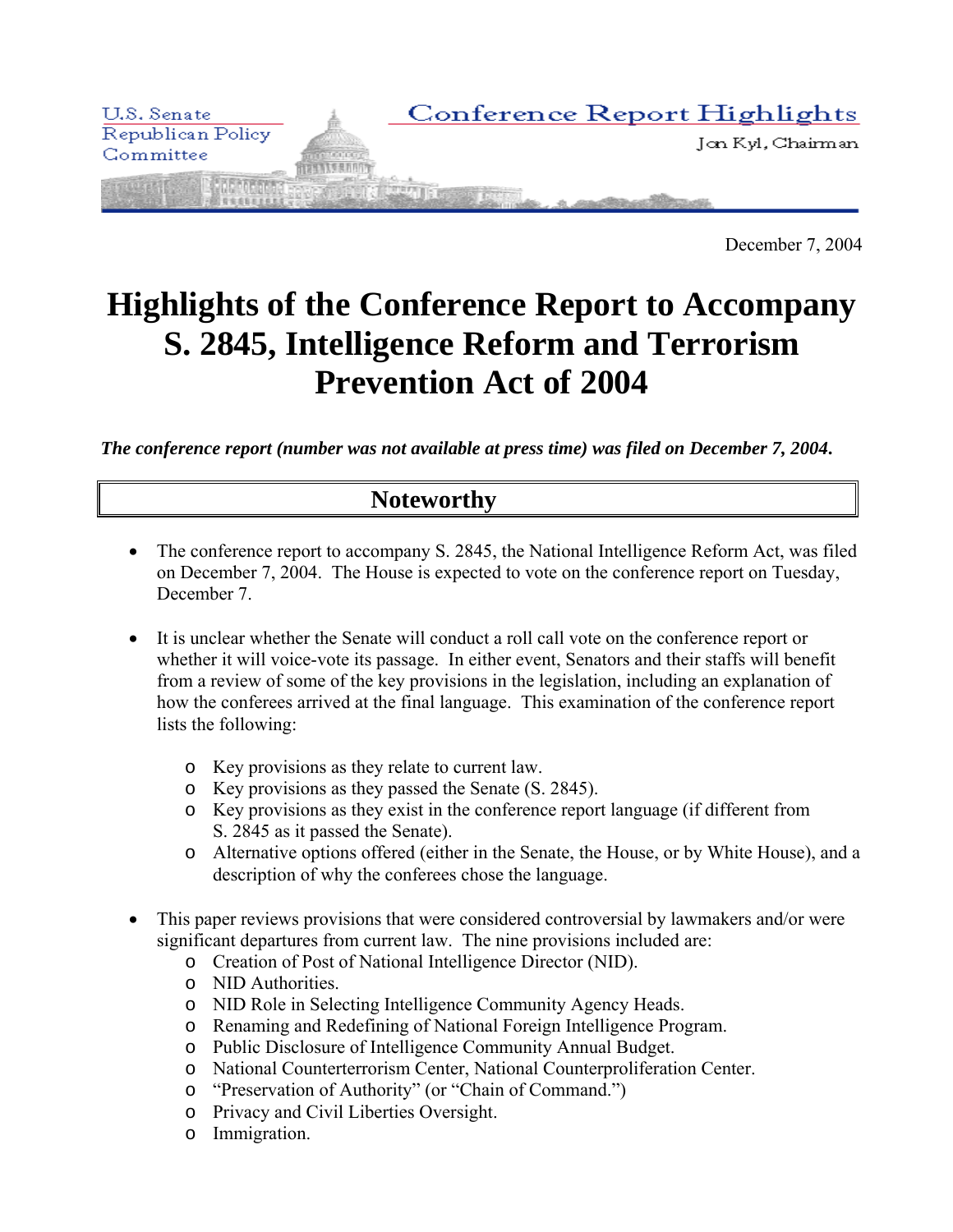U.S. Senate Republican Policy Committee

Conference Report Highlights

Jon Kyl, Chairman

December 7, 2004

# Highlights of the Conference Report to Accompany S. 2845, Intelligence Reform and Terrorism Prevention Act of 2004

***The conference report (number was not available at press time) was filed on December 7, 2004.***

## Noteworthy

- The conference report to accompany S. 2845, the National Intelligence Reform Act, was filed on December 7, 2004. The House is expected to vote on the conference report on Tuesday, December 7.
- It is unclear whether the Senate will conduct a roll call vote on the conference report or whether it will voice-vote its passage. In either event, Senators and their staffs will benefit from a review of some of the key provisions in the legislation, including an explanation of how the conferees arrived at the final language. This examination of the conference report lists the following:
  - Key provisions as they relate to current law.
  - Key provisions as they passed the Senate (S. 2845).
  - Key provisions as they exist in the conference report language (if different from S. 2845 as it passed the Senate).
  - Alternative options offered (either in the Senate, the House, or by White House), and a description of why the conferees chose the language.
- This paper reviews provisions that were considered controversial by lawmakers and/or were significant departures from current law. The nine provisions included are:
  - Creation of Post of National Intelligence Director (NID).
  - NID Authorities.
  - NID Role in Selecting Intelligence Community Agency Heads.
  - Renaming and Redefining of National Foreign Intelligence Program.
  - Public Disclosure of Intelligence Community Annual Budget.
  - National Counterterrorism Center, National Counterproliferation Center.
  - "Preservation of Authority" (or "Chain of Command.")
  - Privacy and Civil Liberties Oversight.
  - Immigration.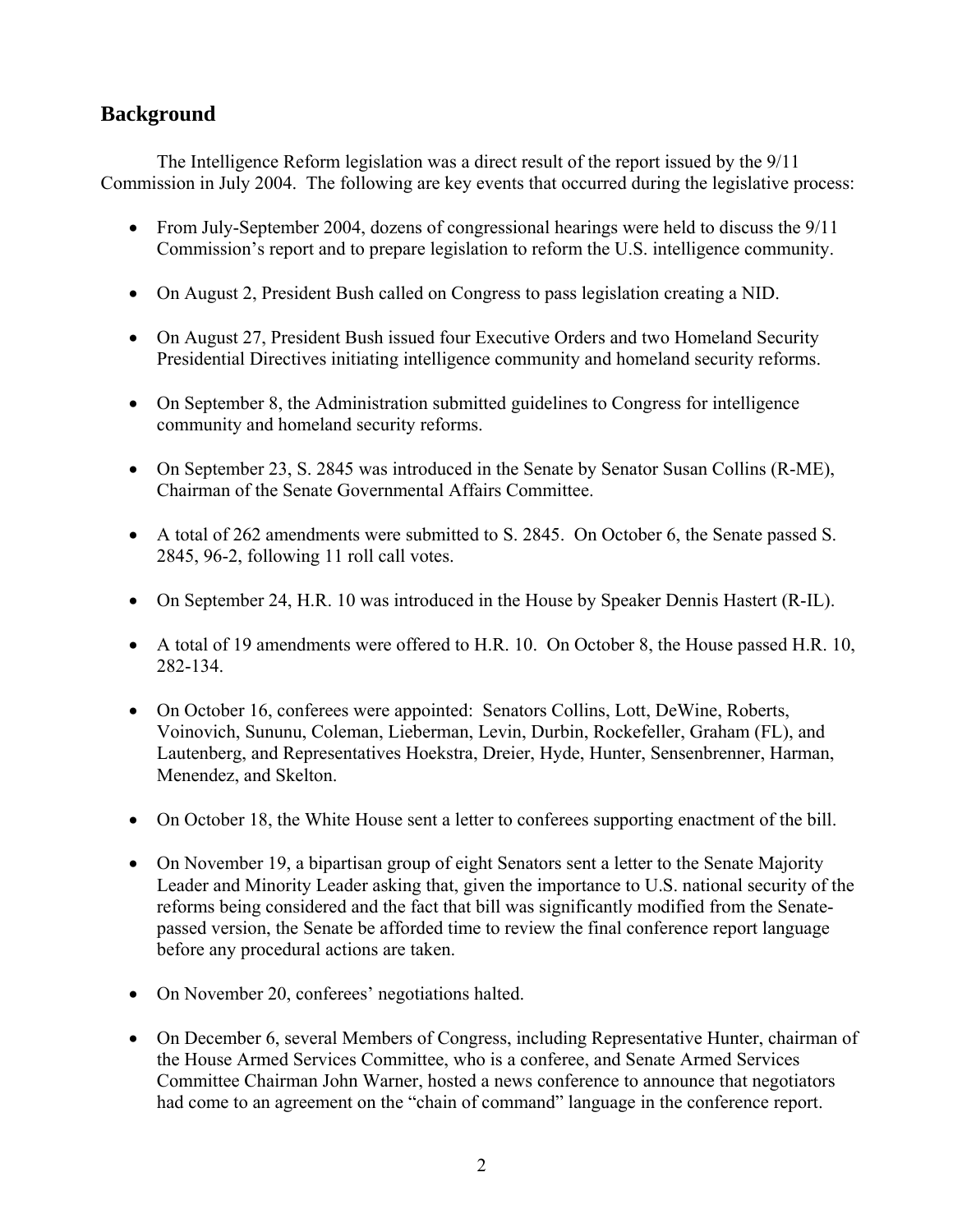## Background

The Intelligence Reform legislation was a direct result of the report issued by the 9/11 Commission in July 2004. The following are key events that occurred during the legislative process:

- From July-September 2004, dozens of congressional hearings were held to discuss the 9/11 Commission's report and to prepare legislation to reform the U.S. intelligence community.
- On August 2, President Bush called on Congress to pass legislation creating a NID.
- On August 27, President Bush issued four Executive Orders and two Homeland Security Presidential Directives initiating intelligence community and homeland security reforms.
- On September 8, the Administration submitted guidelines to Congress for intelligence community and homeland security reforms.
- On September 23, S. 2845 was introduced in the Senate by Senator Susan Collins (R-ME), Chairman of the Senate Governmental Affairs Committee.
- A total of 262 amendments were submitted to S. 2845. On October 6, the Senate passed S. 2845, 96-2, following 11 roll call votes.
- On September 24, H.R. 10 was introduced in the House by Speaker Dennis Hastert (R-IL).
- A total of 19 amendments were offered to H.R. 10. On October 8, the House passed H.R. 10, 282-134.
- On October 16, conferees were appointed: Senators Collins, Lott, DeWine, Roberts, Voinovich, Sununu, Coleman, Lieberman, Levin, Durbin, Rockefeller, Graham (FL), and Lautenberg, and Representatives Hoekstra, Dreier, Hyde, Hunter, Sensenbrenner, Harman, Menendez, and Skelton.
- On October 18, the White House sent a letter to conferees supporting enactment of the bill.
- On November 19, a bipartisan group of eight Senators sent a letter to the Senate Majority Leader and Minority Leader asking that, given the importance to U.S. national security of the reforms being considered and the fact that bill was significantly modified from the Senate-passed version, the Senate be afforded time to review the final conference report language before any procedural actions are taken.
- On November 20, conferees' negotiations halted.
- On December 6, several Members of Congress, including Representative Hunter, chairman of the House Armed Services Committee, who is a conferee, and Senate Armed Services Committee Chairman John Warner, hosted a news conference to announce that negotiators had come to an agreement on the "chain of command" language in the conference report.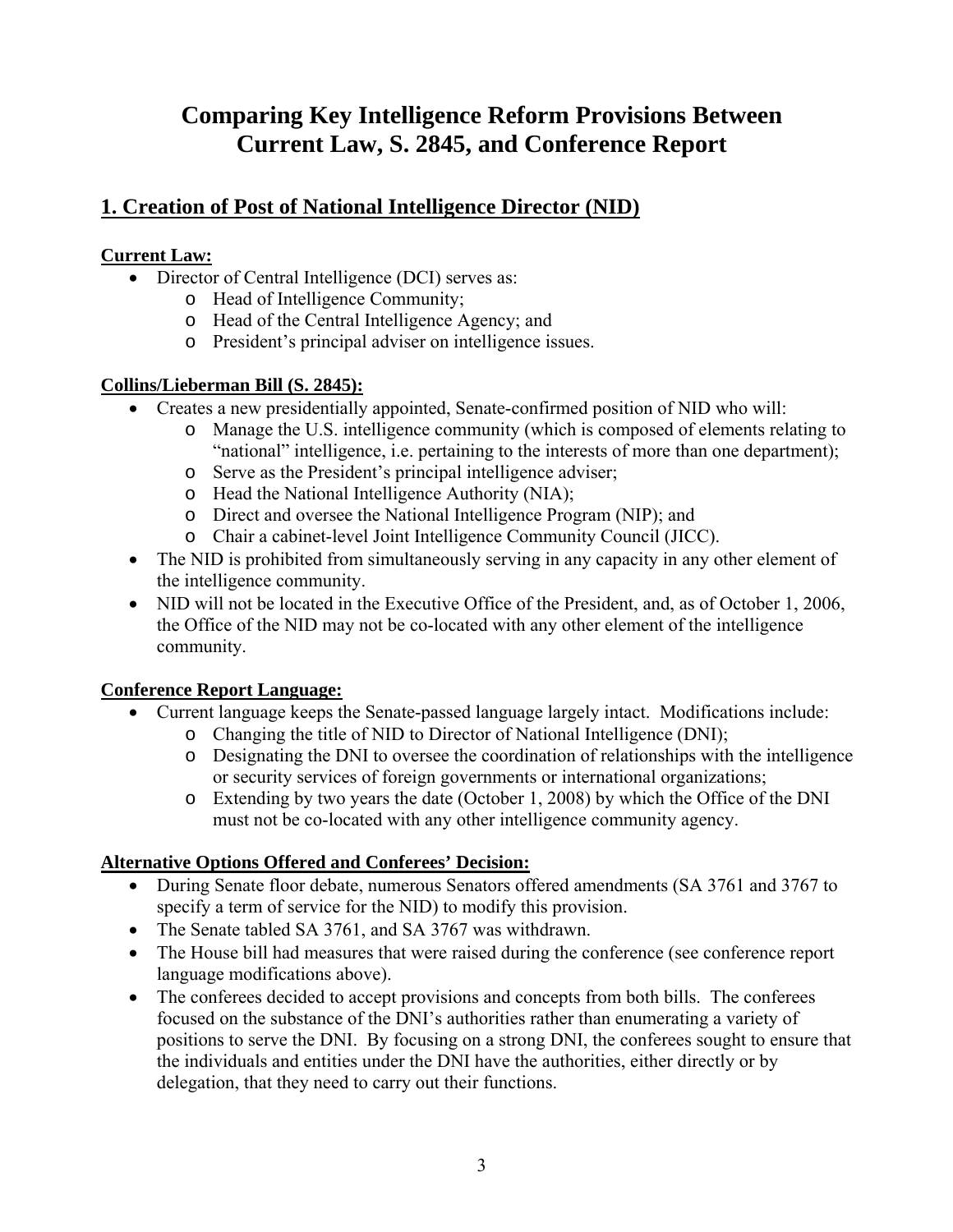# Comparing Key Intelligence Reform Provisions Between Current Law, S. 2845, and Conference Report

## 1. Creation of Post of National Intelligence Director (NID)

**Current Law:**

- Director of Central Intelligence (DCI) serves as:
  - Head of Intelligence Community;
  - Head of the Central Intelligence Agency; and
  - President's principal adviser on intelligence issues.

**Collins/Lieberman Bill (S. 2845):**

- Creates a new presidentially appointed, Senate-confirmed position of NID who will:
  - Manage the U.S. intelligence community (which is composed of elements relating to "national" intelligence, i.e. pertaining to the interests of more than one department);
  - Serve as the President's principal intelligence adviser;
  - Head the National Intelligence Authority (NIA);
  - Direct and oversee the National Intelligence Program (NIP); and
  - Chair a cabinet-level Joint Intelligence Community Council (JICC).
- The NID is prohibited from simultaneously serving in any capacity in any other element of the intelligence community.
- NID will not be located in the Executive Office of the President, and, as of October 1, 2006, the Office of the NID may not be co-located with any other element of the intelligence community.

**Conference Report Language:**

- Current language keeps the Senate-passed language largely intact. Modifications include:
  - Changing the title of NID to Director of National Intelligence (DNI);
  - Designating the DNI to oversee the coordination of relationships with the intelligence or security services of foreign governments or international organizations;
  - Extending by two years the date (October 1, 2008) by which the Office of the DNI must not be co-located with any other intelligence community agency.

**Alternative Options Offered and Conferees' Decision:**

- During Senate floor debate, numerous Senators offered amendments (SA 3761 and 3767 to specify a term of service for the NID) to modify this provision.
- The Senate tabled SA 3761, and SA 3767 was withdrawn.
- The House bill had measures that were raised during the conference (see conference report language modifications above).
- The conferees decided to accept provisions and concepts from both bills. The conferees focused on the substance of the DNI's authorities rather than enumerating a variety of positions to serve the DNI. By focusing on a strong DNI, the conferees sought to ensure that the individuals and entities under the DNI have the authorities, either directly or by delegation, that they need to carry out their functions.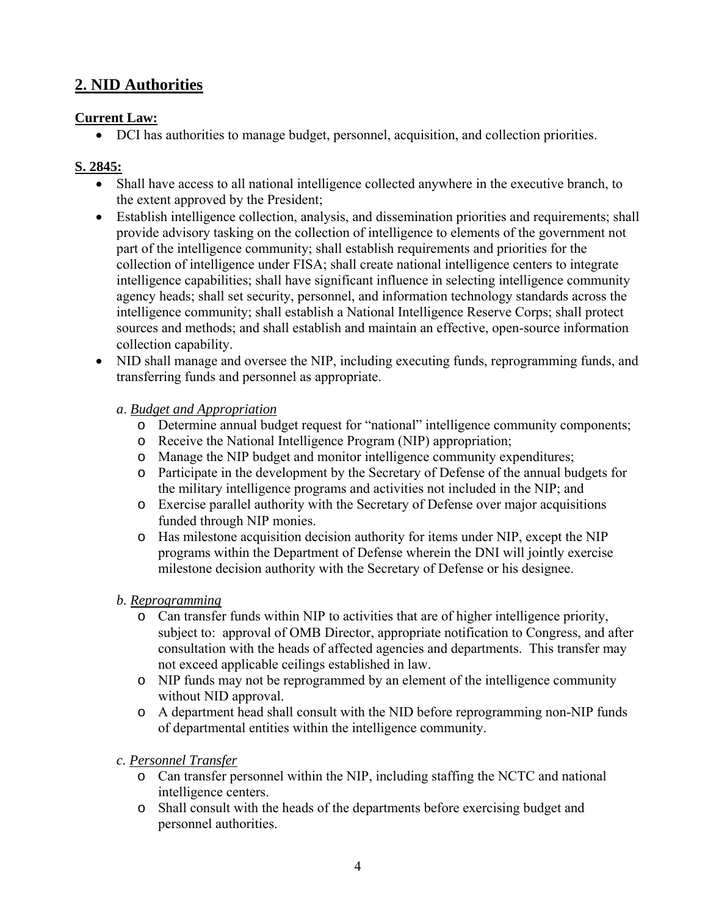## 2. NID Authorities

**Current Law:**

- DCI has authorities to manage budget, personnel, acquisition, and collection priorities.

**S. 2845:**

- Shall have access to all national intelligence collected anywhere in the executive branch, to the extent approved by the President;
- Establish intelligence collection, analysis, and dissemination priorities and requirements; shall provide advisory tasking on the collection of intelligence to elements of the government not part of the intelligence community; shall establish requirements and priorities for the collection of intelligence under FISA; shall create national intelligence centers to integrate intelligence capabilities; shall have significant influence in selecting intelligence community agency heads; shall set security, personnel, and information technology standards across the intelligence community; shall establish a National Intelligence Reserve Corps; shall protect sources and methods; and shall establish and maintain an effective, open-source information collection capability.
- NID shall manage and oversee the NIP, including executing funds, reprogramming funds, and transferring funds and personnel as appropriate.

  *a. Budget and Appropriation*
  - Determine annual budget request for "national" intelligence community components;
  - Receive the National Intelligence Program (NIP) appropriation;
  - Manage the NIP budget and monitor intelligence community expenditures;
  - Participate in the development by the Secretary of Defense of the annual budgets for the military intelligence programs and activities not included in the NIP; and
  - Exercise parallel authority with the Secretary of Defense over major acquisitions funded through NIP monies.
  - Has milestone acquisition decision authority for items under NIP, except the NIP programs within the Department of Defense wherein the DNI will jointly exercise milestone decision authority with the Secretary of Defense or his designee.

  *b. Reprogramming*
  - Can transfer funds within NIP to activities that are of higher intelligence priority, subject to: approval of OMB Director, appropriate notification to Congress, and after consultation with the heads of affected agencies and departments. This transfer may not exceed applicable ceilings established in law.
  - NIP funds may not be reprogrammed by an element of the intelligence community without NID approval.
  - A department head shall consult with the NID before reprogramming non-NIP funds of departmental entities within the intelligence community.

  *c. Personnel Transfer*
  - Can transfer personnel within the NIP, including staffing the NCTC and national intelligence centers.
  - Shall consult with the heads of the departments before exercising budget and personnel authorities.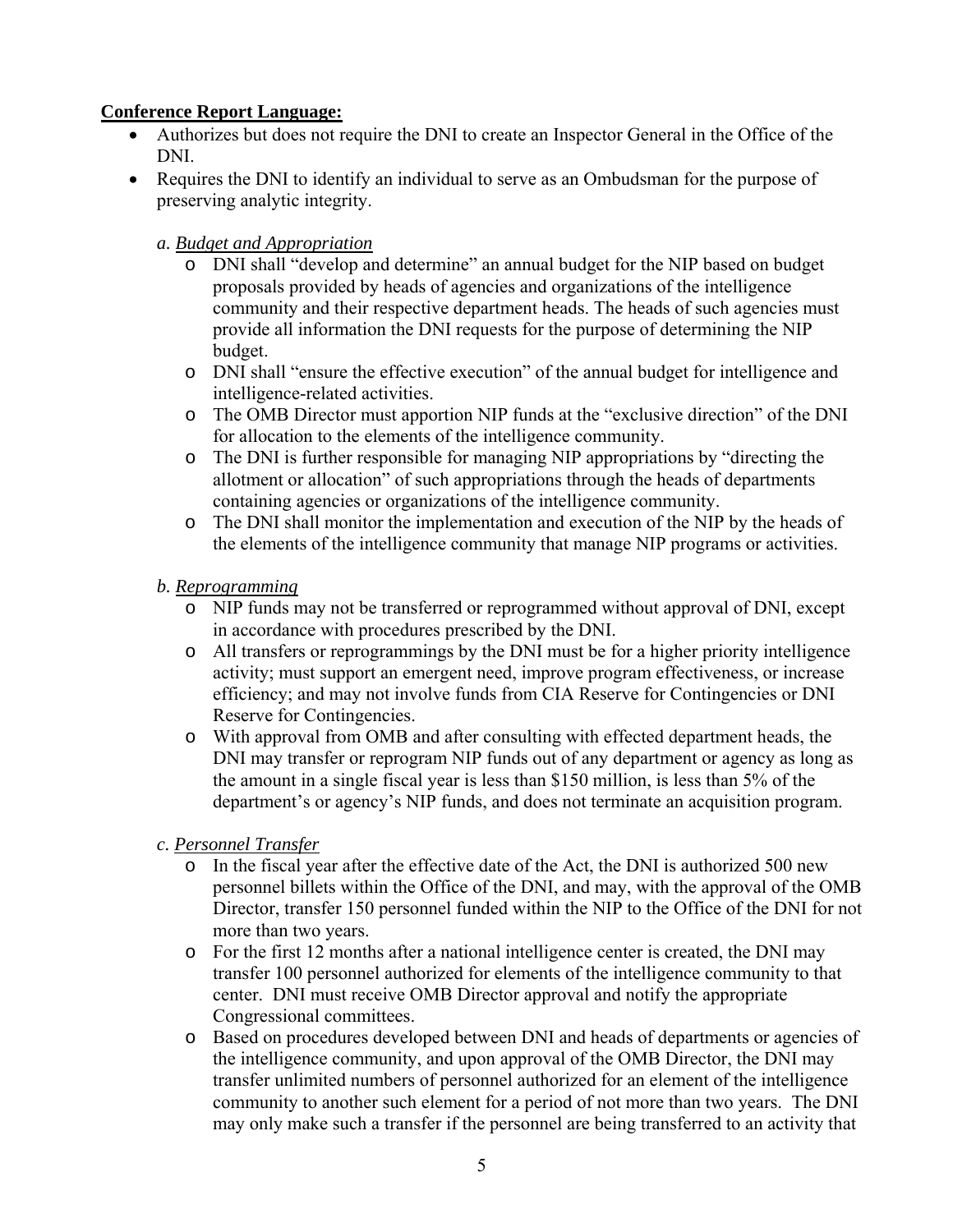**Conference Report Language:**

- Authorizes but does not require the DNI to create an Inspector General in the Office of the DNI.
- Requires the DNI to identify an individual to serve as an Ombudsman for the purpose of preserving analytic integrity.

  *a. Budget and Appropriation*

  - DNI shall "develop and determine" an annual budget for the NIP based on budget proposals provided by heads of agencies and organizations of the intelligence community and their respective department heads. The heads of such agencies must provide all information the DNI requests for the purpose of determining the NIP budget.
  - DNI shall "ensure the effective execution" of the annual budget for intelligence and intelligence-related activities.
  - The OMB Director must apportion NIP funds at the "exclusive direction" of the DNI for allocation to the elements of the intelligence community.
  - The DNI is further responsible for managing NIP appropriations by "directing the allotment or allocation" of such appropriations through the heads of departments containing agencies or organizations of the intelligence community.
  - The DNI shall monitor the implementation and execution of the NIP by the heads of the elements of the intelligence community that manage NIP programs or activities.

  *b. Reprogramming*

  - NIP funds may not be transferred or reprogrammed without approval of DNI, except in accordance with procedures prescribed by the DNI.
  - All transfers or reprogrammings by the DNI must be for a higher priority intelligence activity; must support an emergent need, improve program effectiveness, or increase efficiency; and may not involve funds from CIA Reserve for Contingencies or DNI Reserve for Contingencies.
  - With approval from OMB and after consulting with effected department heads, the DNI may transfer or reprogram NIP funds out of any department or agency as long as the amount in a single fiscal year is less than $150 million, is less than 5% of the department's or agency's NIP funds, and does not terminate an acquisition program.

  *c. Personnel Transfer*

  - In the fiscal year after the effective date of the Act, the DNI is authorized 500 new personnel billets within the Office of the DNI, and may, with the approval of the OMB Director, transfer 150 personnel funded within the NIP to the Office of the DNI for not more than two years.
  - For the first 12 months after a national intelligence center is created, the DNI may transfer 100 personnel authorized for elements of the intelligence community to that center. DNI must receive OMB Director approval and notify the appropriate Congressional committees.
  - Based on procedures developed between DNI and heads of departments or agencies of the intelligence community, and upon approval of the OMB Director, the DNI may transfer unlimited numbers of personnel authorized for an element of the intelligence community to another such element for a period of not more than two years. The DNI may only make such a transfer if the personnel are being transferred to an activity that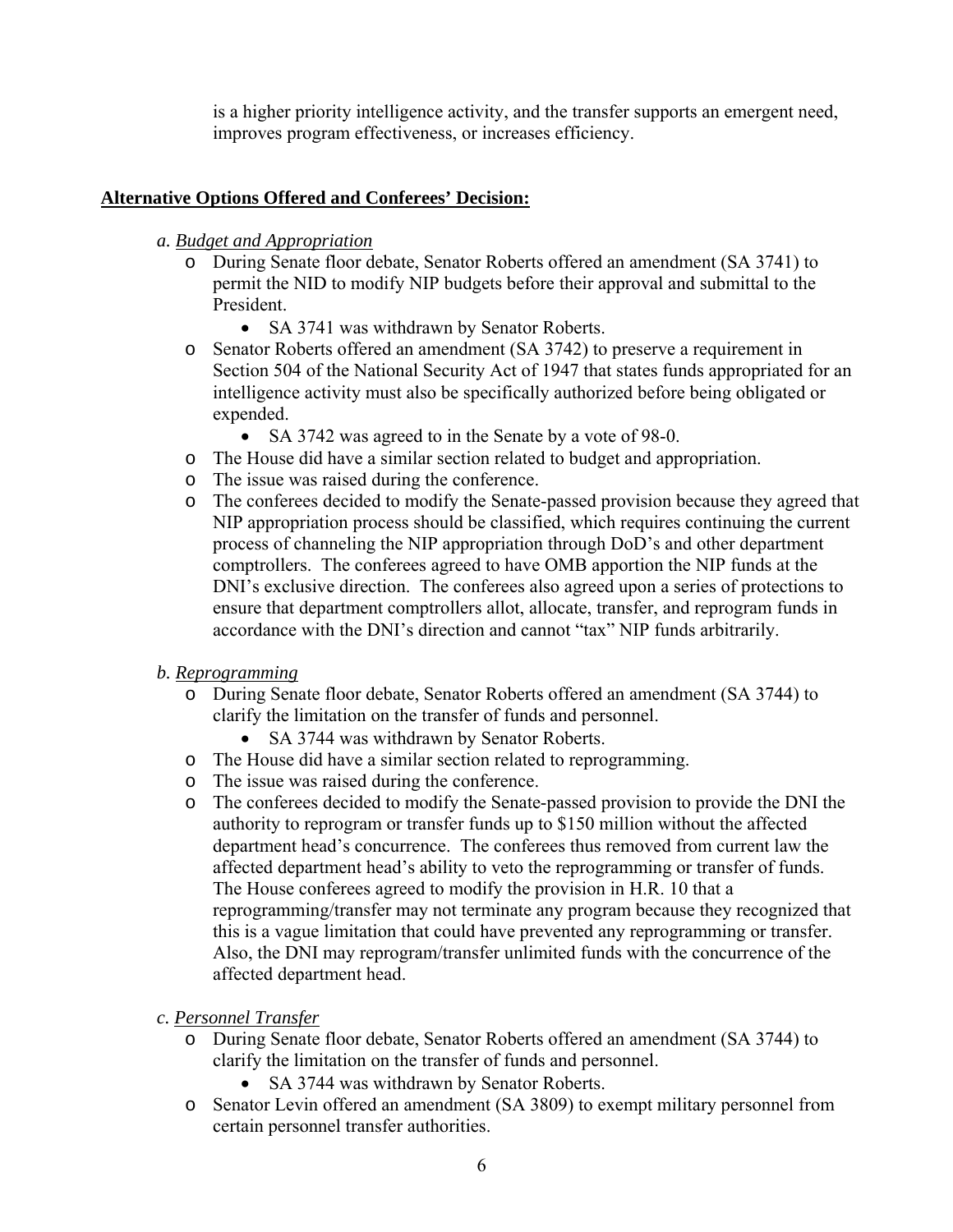is a higher priority intelligence activity, and the transfer supports an emergent need, improves program effectiveness, or increases efficiency.

**Alternative Options Offered and Conferees' Decision:**

*a. Budget and Appropriation*

- During Senate floor debate, Senator Roberts offered an amendment (SA 3741) to permit the NID to modify NIP budgets before their approval and submittal to the President.
  - SA 3741 was withdrawn by Senator Roberts.
- Senator Roberts offered an amendment (SA 3742) to preserve a requirement in Section 504 of the National Security Act of 1947 that states funds appropriated for an intelligence activity must also be specifically authorized before being obligated or expended.
  - SA 3742 was agreed to in the Senate by a vote of 98-0.
- The House did have a similar section related to budget and appropriation.
- The issue was raised during the conference.
- The conferees decided to modify the Senate-passed provision because they agreed that NIP appropriation process should be classified, which requires continuing the current process of channeling the NIP appropriation through DoD's and other department comptrollers. The conferees agreed to have OMB apportion the NIP funds at the DNI's exclusive direction. The conferees also agreed upon a series of protections to ensure that department comptrollers allot, allocate, transfer, and reprogram funds in accordance with the DNI's direction and cannot "tax" NIP funds arbitrarily.

*b. Reprogramming*

- During Senate floor debate, Senator Roberts offered an amendment (SA 3744) to clarify the limitation on the transfer of funds and personnel.
  - SA 3744 was withdrawn by Senator Roberts.
- The House did have a similar section related to reprogramming.
- The issue was raised during the conference.
- The conferees decided to modify the Senate-passed provision to provide the DNI the authority to reprogram or transfer funds up to $150 million without the affected department head's concurrence. The conferees thus removed from current law the affected department head's ability to veto the reprogramming or transfer of funds. The House conferees agreed to modify the provision in H.R. 10 that a reprogramming/transfer may not terminate any program because they recognized that this is a vague limitation that could have prevented any reprogramming or transfer. Also, the DNI may reprogram/transfer unlimited funds with the concurrence of the affected department head.

*c. Personnel Transfer*

- During Senate floor debate, Senator Roberts offered an amendment (SA 3744) to clarify the limitation on the transfer of funds and personnel.
  - SA 3744 was withdrawn by Senator Roberts.
- Senator Levin offered an amendment (SA 3809) to exempt military personnel from certain personnel transfer authorities.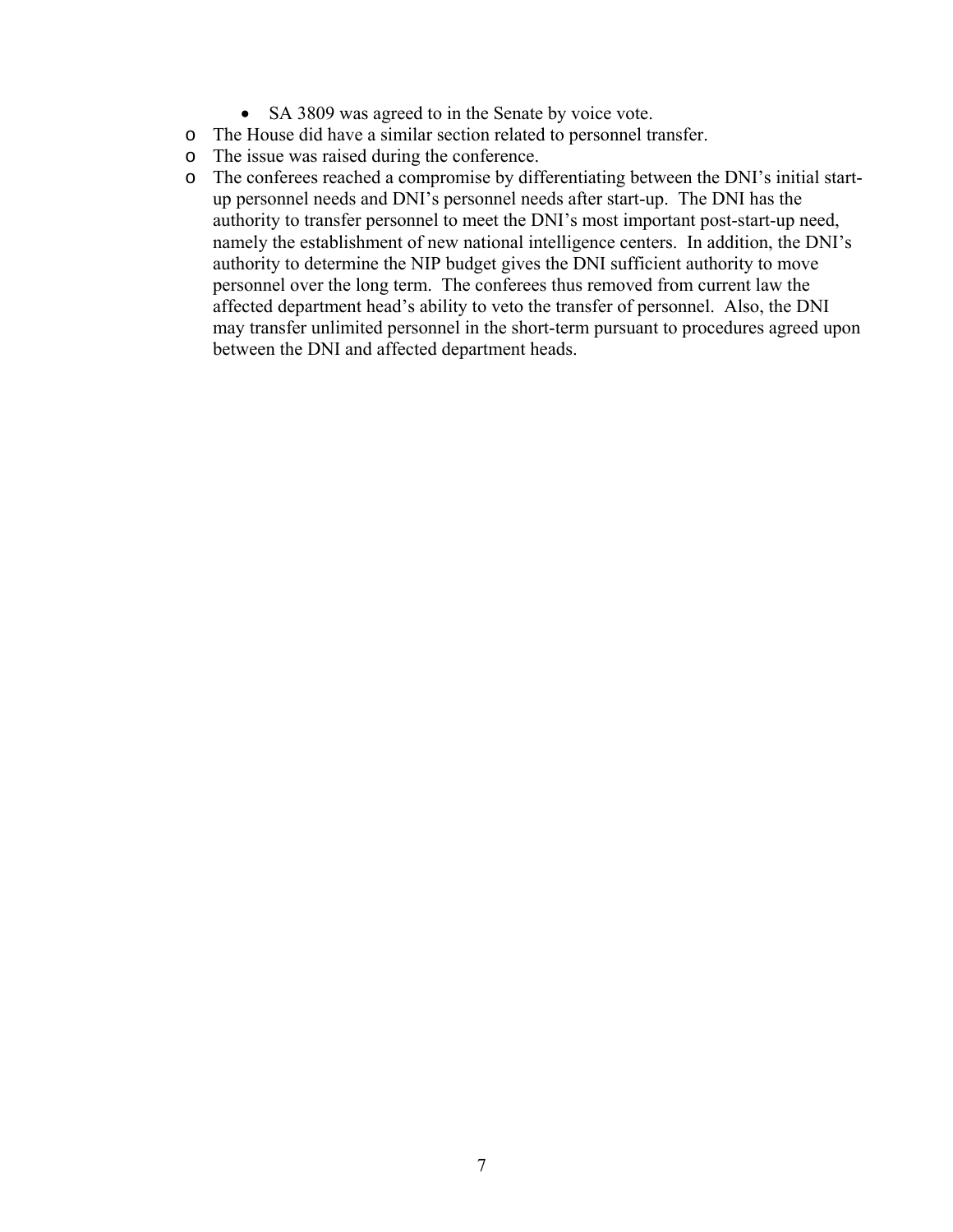- SA 3809 was agreed to in the Senate by voice vote.
  - The House did have a similar section related to personnel transfer.
  - The issue was raised during the conference.
  - The conferees reached a compromise by differentiating between the DNI's initial start-up personnel needs and DNI's personnel needs after start-up. The DNI has the authority to transfer personnel to meet the DNI's most important post-start-up need, namely the establishment of new national intelligence centers. In addition, the DNI's authority to determine the NIP budget gives the DNI sufficient authority to move personnel over the long term. The conferees thus removed from current law the affected department head's ability to veto the transfer of personnel. Also, the DNI may transfer unlimited personnel in the short-term pursuant to procedures agreed upon between the DNI and affected department heads.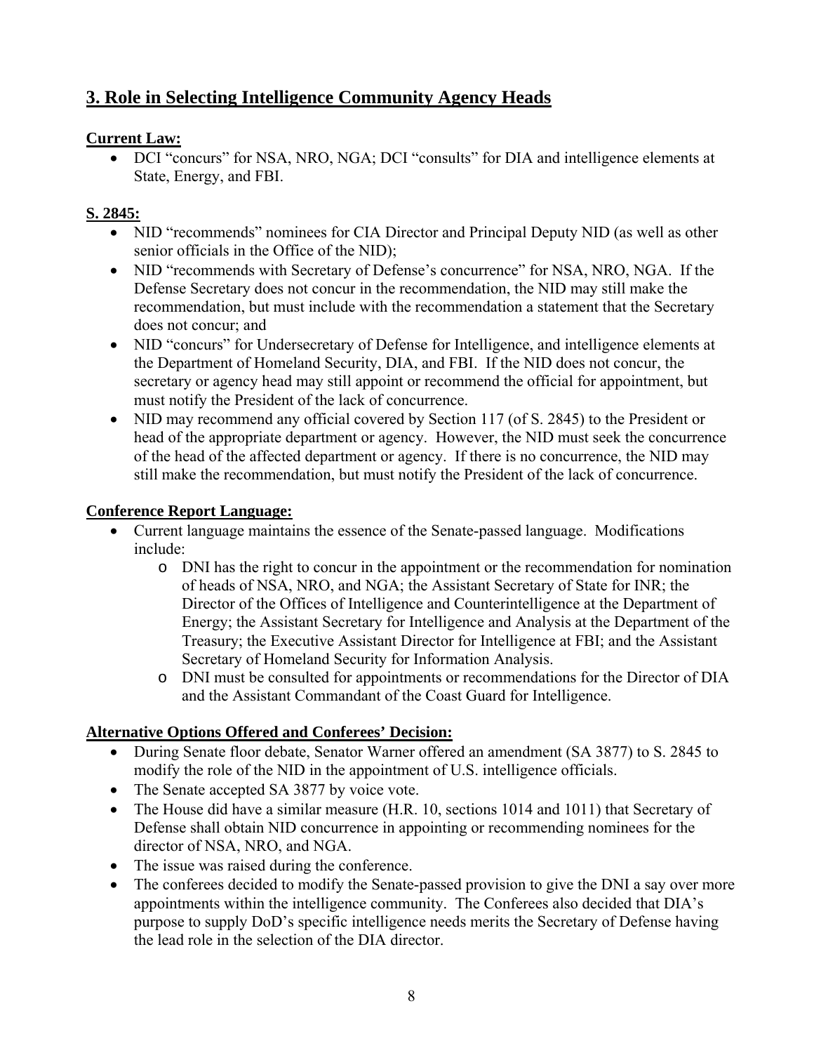## 3. Role in Selecting Intelligence Community Agency Heads

**Current Law:**

- DCI "concurs" for NSA, NRO, NGA; DCI "consults" for DIA and intelligence elements at State, Energy, and FBI.

**S. 2845:**

- NID "recommends" nominees for CIA Director and Principal Deputy NID (as well as other senior officials in the Office of the NID);
- NID "recommends with Secretary of Defense's concurrence" for NSA, NRO, NGA. If the Defense Secretary does not concur in the recommendation, the NID may still make the recommendation, but must include with the recommendation a statement that the Secretary does not concur; and
- NID "concurs" for Undersecretary of Defense for Intelligence, and intelligence elements at the Department of Homeland Security, DIA, and FBI. If the NID does not concur, the secretary or agency head may still appoint or recommend the official for appointment, but must notify the President of the lack of concurrence.
- NID may recommend any official covered by Section 117 (of S. 2845) to the President or head of the appropriate department or agency. However, the NID must seek the concurrence of the head of the affected department or agency. If there is no concurrence, the NID may still make the recommendation, but must notify the President of the lack of concurrence.

**Conference Report Language:**

- Current language maintains the essence of the Senate-passed language. Modifications include:
    - DNI has the right to concur in the appointment or the recommendation for nomination of heads of NSA, NRO, and NGA; the Assistant Secretary of State for INR; the Director of the Offices of Intelligence and Counterintelligence at the Department of Energy; the Assistant Secretary for Intelligence and Analysis at the Department of the Treasury; the Executive Assistant Director for Intelligence at FBI; and the Assistant Secretary of Homeland Security for Information Analysis.
    - DNI must be consulted for appointments or recommendations for the Director of DIA and the Assistant Commandant of the Coast Guard for Intelligence.

**Alternative Options Offered and Conferees' Decision:**

- During Senate floor debate, Senator Warner offered an amendment (SA 3877) to S. 2845 to modify the role of the NID in the appointment of U.S. intelligence officials.
- The Senate accepted SA 3877 by voice vote.
- The House did have a similar measure (H.R. 10, sections 1014 and 1011) that Secretary of Defense shall obtain NID concurrence in appointing or recommending nominees for the director of NSA, NRO, and NGA.
- The issue was raised during the conference.
- The conferees decided to modify the Senate-passed provision to give the DNI a say over more appointments within the intelligence community. The Conferees also decided that DIA's purpose to supply DoD's specific intelligence needs merits the Secretary of Defense having the lead role in the selection of the DIA director.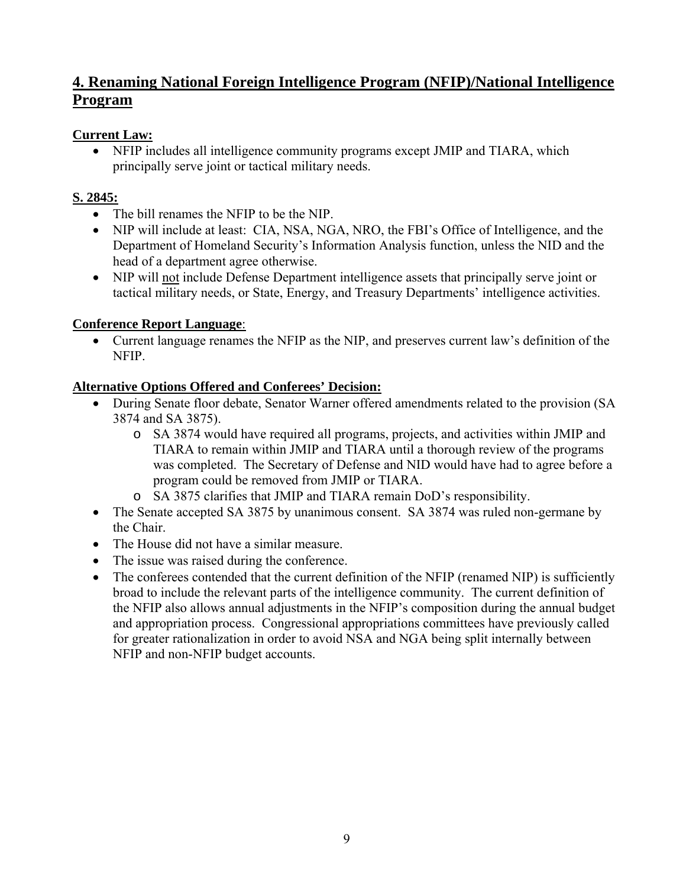## 4. Renaming National Foreign Intelligence Program (NFIP)/National Intelligence Program

**Current Law:**

- NFIP includes all intelligence community programs except JMIP and TIARA, which principally serve joint or tactical military needs.

**S. 2845:**

- The bill renames the NFIP to be the NIP.
- NIP will include at least: CIA, NSA, NGA, NRO, the FBI's Office of Intelligence, and the Department of Homeland Security's Information Analysis function, unless the NID and the head of a department agree otherwise.
- NIP will not include Defense Department intelligence assets that principally serve joint or tactical military needs, or State, Energy, and Treasury Departments' intelligence activities.

**Conference Report Language**:

- Current language renames the NFIP as the NIP, and preserves current law's definition of the NFIP.

**Alternative Options Offered and Conferees' Decision:**

- During Senate floor debate, Senator Warner offered amendments related to the provision (SA 3874 and SA 3875).
  - SA 3874 would have required all programs, projects, and activities within JMIP and TIARA to remain within JMIP and TIARA until a thorough review of the programs was completed. The Secretary of Defense and NID would have had to agree before a program could be removed from JMIP or TIARA.
  - SA 3875 clarifies that JMIP and TIARA remain DoD's responsibility.
- The Senate accepted SA 3875 by unanimous consent. SA 3874 was ruled non-germane by the Chair.
- The House did not have a similar measure.
- The issue was raised during the conference.
- The conferees contended that the current definition of the NFIP (renamed NIP) is sufficiently broad to include the relevant parts of the intelligence community. The current definition of the NFIP also allows annual adjustments in the NFIP's composition during the annual budget and appropriation process. Congressional appropriations committees have previously called for greater rationalization in order to avoid NSA and NGA being split internally between NFIP and non-NFIP budget accounts.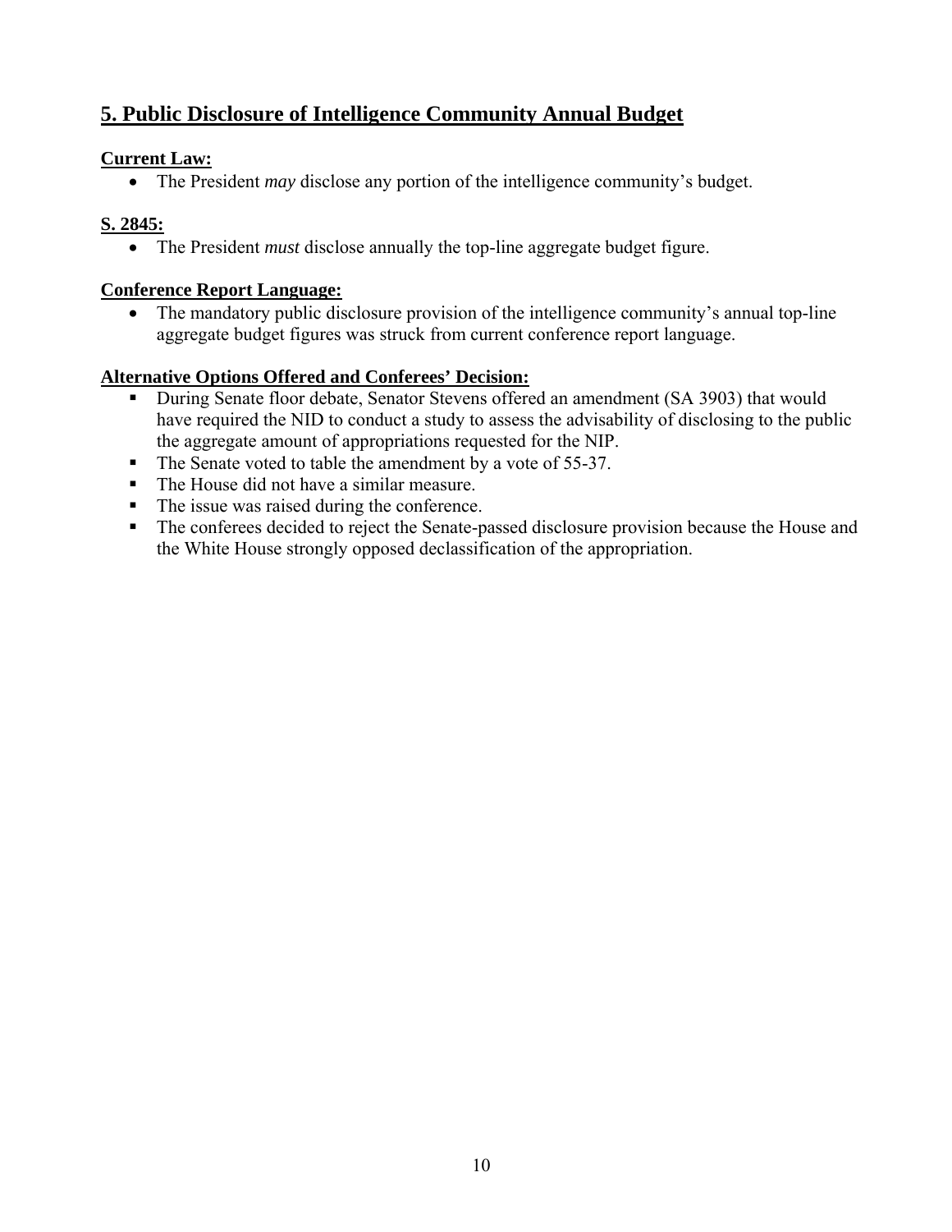## 5. Public Disclosure of Intelligence Community Annual Budget

**Current Law:**

- The President *may* disclose any portion of the intelligence community's budget.

**S. 2845:**

- The President *must* disclose annually the top-line aggregate budget figure.

**Conference Report Language:**

- The mandatory public disclosure provision of the intelligence community's annual top-line aggregate budget figures was struck from current conference report language.

**Alternative Options Offered and Conferees' Decision:**

- During Senate floor debate, Senator Stevens offered an amendment (SA 3903) that would have required the NID to conduct a study to assess the advisability of disclosing to the public the aggregate amount of appropriations requested for the NIP.
- The Senate voted to table the amendment by a vote of 55-37.
- The House did not have a similar measure.
- The issue was raised during the conference.
- The conferees decided to reject the Senate-passed disclosure provision because the House and the White House strongly opposed declassification of the appropriation.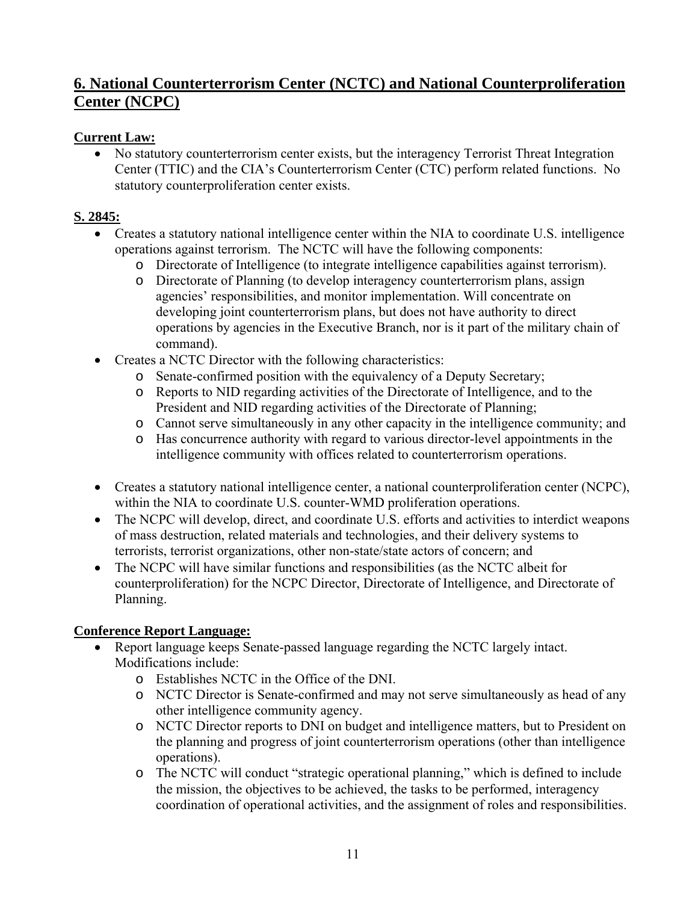## 6. National Counterterrorism Center (NCTC) and National Counterproliferation Center (NCPC)

**Current Law:**

- No statutory counterterrorism center exists, but the interagency Terrorist Threat Integration Center (TTIC) and the CIA's Counterterrorism Center (CTC) perform related functions. No statutory counterproliferation center exists.

**S. 2845:**

- Creates a statutory national intelligence center within the NIA to coordinate U.S. intelligence operations against terrorism. The NCTC will have the following components:
  - Directorate of Intelligence (to integrate intelligence capabilities against terrorism).
  - Directorate of Planning (to develop interagency counterterrorism plans, assign agencies' responsibilities, and monitor implementation. Will concentrate on developing joint counterterrorism plans, but does not have authority to direct operations by agencies in the Executive Branch, nor is it part of the military chain of command).
- Creates a NCTC Director with the following characteristics:
  - Senate-confirmed position with the equivalency of a Deputy Secretary;
  - Reports to NID regarding activities of the Directorate of Intelligence, and to the President and NID regarding activities of the Directorate of Planning;
  - Cannot serve simultaneously in any other capacity in the intelligence community; and
  - Has concurrence authority with regard to various director-level appointments in the intelligence community with offices related to counterterrorism operations.

- Creates a statutory national intelligence center, a national counterproliferation center (NCPC), within the NIA to coordinate U.S. counter-WMD proliferation operations.
- The NCPC will develop, direct, and coordinate U.S. efforts and activities to interdict weapons of mass destruction, related materials and technologies, and their delivery systems to terrorists, terrorist organizations, other non-state/state actors of concern; and
- The NCPC will have similar functions and responsibilities (as the NCTC albeit for counterproliferation) for the NCPC Director, Directorate of Intelligence, and Directorate of Planning.

**Conference Report Language:**

- Report language keeps Senate-passed language regarding the NCTC largely intact. Modifications include:
  - Establishes NCTC in the Office of the DNI.
  - NCTC Director is Senate-confirmed and may not serve simultaneously as head of any other intelligence community agency.
  - NCTC Director reports to DNI on budget and intelligence matters, but to President on the planning and progress of joint counterterrorism operations (other than intelligence operations).
  - The NCTC will conduct "strategic operational planning," which is defined to include the mission, the objectives to be achieved, the tasks to be performed, interagency coordination of operational activities, and the assignment of roles and responsibilities.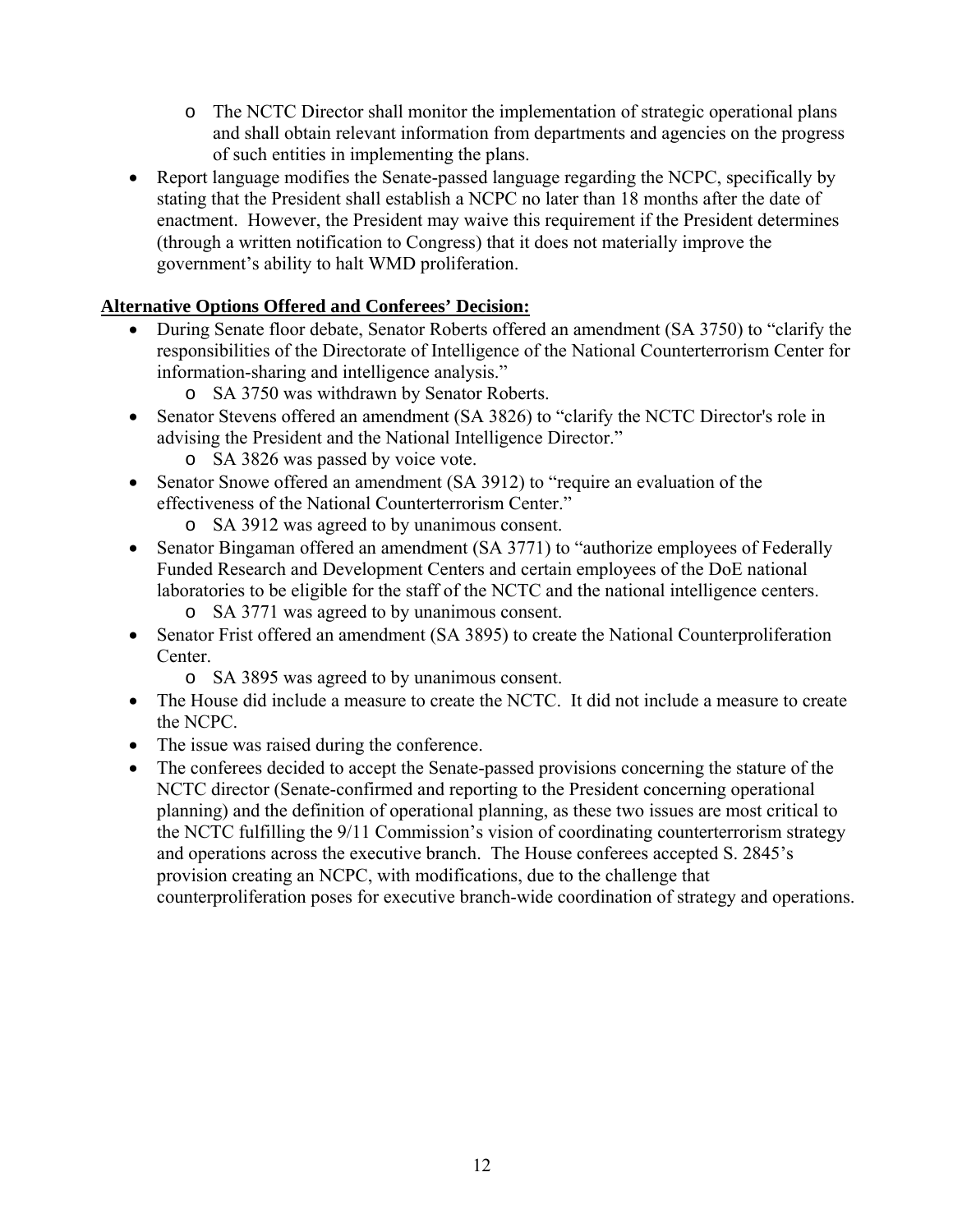- The NCTC Director shall monitor the implementation of strategic operational plans and shall obtain relevant information from departments and agencies on the progress of such entities in implementing the plans.
- Report language modifies the Senate-passed language regarding the NCPC, specifically by stating that the President shall establish a NCPC no later than 18 months after the date of enactment. However, the President may waive this requirement if the President determines (through a written notification to Congress) that it does not materially improve the government's ability to halt WMD proliferation.

**Alternative Options Offered and Conferees' Decision:**

- During Senate floor debate, Senator Roberts offered an amendment (SA 3750) to "clarify the responsibilities of the Directorate of Intelligence of the National Counterterrorism Center for information-sharing and intelligence analysis."
  - SA 3750 was withdrawn by Senator Roberts.
- Senator Stevens offered an amendment (SA 3826) to "clarify the NCTC Director's role in advising the President and the National Intelligence Director."
  - SA 3826 was passed by voice vote.
- Senator Snowe offered an amendment (SA 3912) to "require an evaluation of the effectiveness of the National Counterterrorism Center."
  - SA 3912 was agreed to by unanimous consent.
- Senator Bingaman offered an amendment (SA 3771) to "authorize employees of Federally Funded Research and Development Centers and certain employees of the DoE national laboratories to be eligible for the staff of the NCTC and the national intelligence centers.
  - SA 3771 was agreed to by unanimous consent.
- Senator Frist offered an amendment (SA 3895) to create the National Counterproliferation Center.
  - SA 3895 was agreed to by unanimous consent.
- The House did include a measure to create the NCTC. It did not include a measure to create the NCPC.
- The issue was raised during the conference.
- The conferees decided to accept the Senate-passed provisions concerning the stature of the NCTC director (Senate-confirmed and reporting to the President concerning operational planning) and the definition of operational planning, as these two issues are most critical to the NCTC fulfilling the 9/11 Commission's vision of coordinating counterterrorism strategy and operations across the executive branch. The House conferees accepted S. 2845's provision creating an NCPC, with modifications, due to the challenge that counterproliferation poses for executive branch-wide coordination of strategy and operations.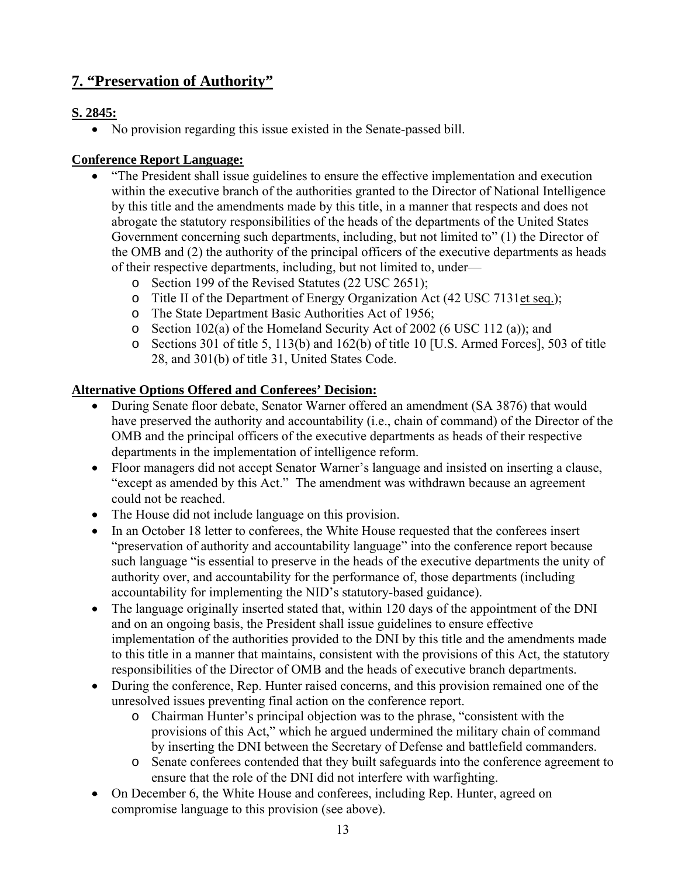## 7. "Preservation of Authority"

**S. 2845:**

- No provision regarding this issue existed in the Senate-passed bill.

**Conference Report Language:**

- "The President shall issue guidelines to ensure the effective implementation and execution within the executive branch of the authorities granted to the Director of National Intelligence by this title and the amendments made by this title, in a manner that respects and does not abrogate the statutory responsibilities of the heads of the departments of the United States Government concerning such departments, including, but not limited to" (1) the Director of the OMB and (2) the authority of the principal officers of the executive departments as heads of their respective departments, including, but not limited to, under—
  - Section 199 of the Revised Statutes (22 USC 2651);
  - Title II of the Department of Energy Organization Act (42 USC 7131et seq.);
  - The State Department Basic Authorities Act of 1956;
  - Section 102(a) of the Homeland Security Act of 2002 (6 USC 112 (a)); and
  - Sections 301 of title 5, 113(b) and 162(b) of title 10 [U.S. Armed Forces], 503 of title 28, and 301(b) of title 31, United States Code.

**Alternative Options Offered and Conferees' Decision:**

- During Senate floor debate, Senator Warner offered an amendment (SA 3876) that would have preserved the authority and accountability (i.e., chain of command) of the Director of the OMB and the principal officers of the executive departments as heads of their respective departments in the implementation of intelligence reform.
- Floor managers did not accept Senator Warner's language and insisted on inserting a clause, "except as amended by this Act." The amendment was withdrawn because an agreement could not be reached.
- The House did not include language on this provision.
- In an October 18 letter to conferees, the White House requested that the conferees insert "preservation of authority and accountability language" into the conference report because such language "is essential to preserve in the heads of the executive departments the unity of authority over, and accountability for the performance of, those departments (including accountability for implementing the NID's statutory-based guidance).
- The language originally inserted stated that, within 120 days of the appointment of the DNI and on an ongoing basis, the President shall issue guidelines to ensure effective implementation of the authorities provided to the DNI by this title and the amendments made to this title in a manner that maintains, consistent with the provisions of this Act, the statutory responsibilities of the Director of OMB and the heads of executive branch departments.
- During the conference, Rep. Hunter raised concerns, and this provision remained one of the unresolved issues preventing final action on the conference report.
  - Chairman Hunter's principal objection was to the phrase, "consistent with the provisions of this Act," which he argued undermined the military chain of command by inserting the DNI between the Secretary of Defense and battlefield commanders.
  - Senate conferees contended that they built safeguards into the conference agreement to ensure that the role of the DNI did not interfere with warfighting.
- On December 6, the White House and conferees, including Rep. Hunter, agreed on compromise language to this provision (see above).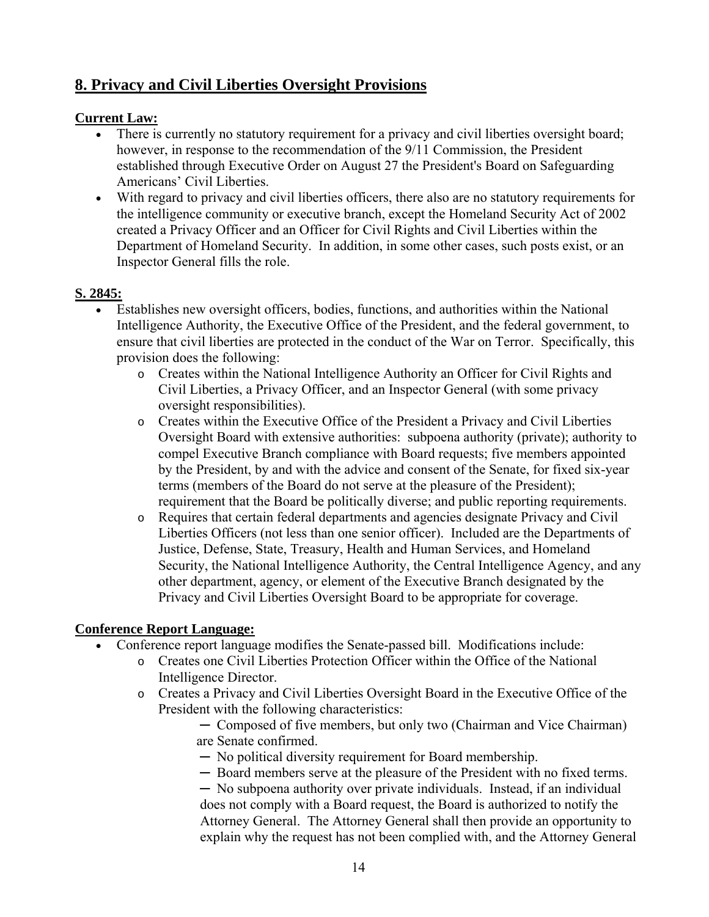## 8. Privacy and Civil Liberties Oversight Provisions

**Current Law:**

- There is currently no statutory requirement for a privacy and civil liberties oversight board; however, in response to the recommendation of the 9/11 Commission, the President established through Executive Order on August 27 the President's Board on Safeguarding Americans' Civil Liberties.
- With regard to privacy and civil liberties officers, there also are no statutory requirements for the intelligence community or executive branch, except the Homeland Security Act of 2002 created a Privacy Officer and an Officer for Civil Rights and Civil Liberties within the Department of Homeland Security. In addition, in some other cases, such posts exist, or an Inspector General fills the role.

**S. 2845:**

- Establishes new oversight officers, bodies, functions, and authorities within the National Intelligence Authority, the Executive Office of the President, and the federal government, to ensure that civil liberties are protected in the conduct of the War on Terror. Specifically, this provision does the following:
    - Creates within the National Intelligence Authority an Officer for Civil Rights and Civil Liberties, a Privacy Officer, and an Inspector General (with some privacy oversight responsibilities).
    - Creates within the Executive Office of the President a Privacy and Civil Liberties Oversight Board with extensive authorities: subpoena authority (private); authority to compel Executive Branch compliance with Board requests; five members appointed by the President, by and with the advice and consent of the Senate, for fixed six-year terms (members of the Board do not serve at the pleasure of the President); requirement that the Board be politically diverse; and public reporting requirements.
    - Requires that certain federal departments and agencies designate Privacy and Civil Liberties Officers (not less than one senior officer). Included are the Departments of Justice, Defense, State, Treasury, Health and Human Services, and Homeland Security, the National Intelligence Authority, the Central Intelligence Agency, and any other department, agency, or element of the Executive Branch designated by the Privacy and Civil Liberties Oversight Board to be appropriate for coverage.

**Conference Report Language:**

- Conference report language modifies the Senate-passed bill. Modifications include:
    - Creates one Civil Liberties Protection Officer within the Office of the National Intelligence Director.
    - Creates a Privacy and Civil Liberties Oversight Board in the Executive Office of the President with the following characteristics:
        - Composed of five members, but only two (Chairman and Vice Chairman) are Senate confirmed.
        - No political diversity requirement for Board membership.
        - Board members serve at the pleasure of the President with no fixed terms.
        - No subpoena authority over private individuals. Instead, if an individual does not comply with a Board request, the Board is authorized to notify the Attorney General. The Attorney General shall then provide an opportunity to explain why the request has not been complied with, and the Attorney General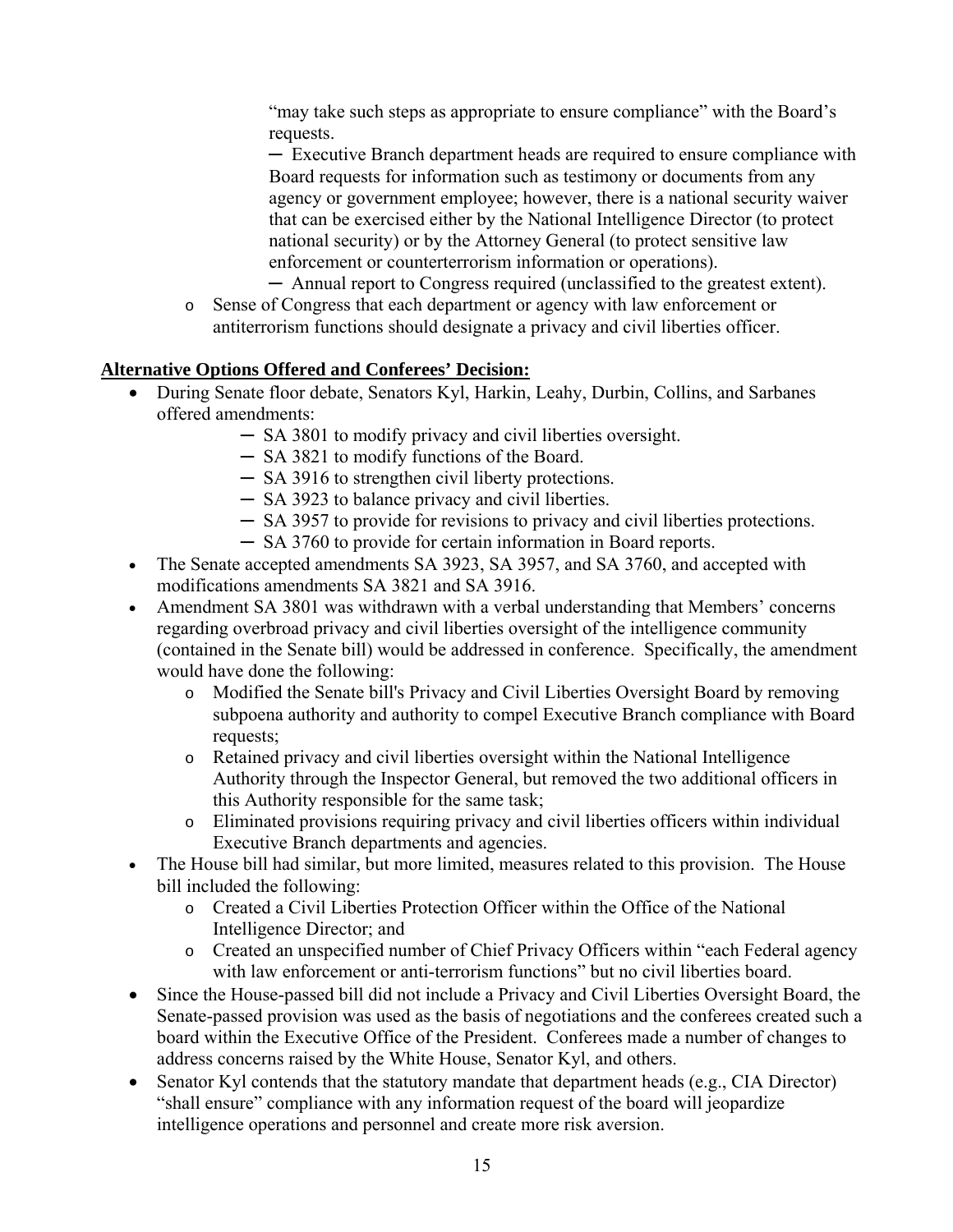"may take such steps as appropriate to ensure compliance" with the Board's requests.

─ Executive Branch department heads are required to ensure compliance with Board requests for information such as testimony or documents from any agency or government employee; however, there is a national security waiver that can be exercised either by the National Intelligence Director (to protect national security) or by the Attorney General (to protect sensitive law enforcement or counterterrorism information or operations).

─ Annual report to Congress required (unclassified to the greatest extent).

- Sense of Congress that each department or agency with law enforcement or antiterrorism functions should designate a privacy and civil liberties officer.

**Alternative Options Offered and Conferees' Decision:**

- During Senate floor debate, Senators Kyl, Harkin, Leahy, Durbin, Collins, and Sarbanes offered amendments:
  - ─ SA 3801 to modify privacy and civil liberties oversight.
  - ─ SA 3821 to modify functions of the Board.
  - ─ SA 3916 to strengthen civil liberty protections.
  - ─ SA 3923 to balance privacy and civil liberties.
  - ─ SA 3957 to provide for revisions to privacy and civil liberties protections.
  - ─ SA 3760 to provide for certain information in Board reports.
- The Senate accepted amendments SA 3923, SA 3957, and SA 3760, and accepted with modifications amendments SA 3821 and SA 3916.
- Amendment SA 3801 was withdrawn with a verbal understanding that Members' concerns regarding overbroad privacy and civil liberties oversight of the intelligence community (contained in the Senate bill) would be addressed in conference. Specifically, the amendment would have done the following:
  - Modified the Senate bill's Privacy and Civil Liberties Oversight Board by removing subpoena authority and authority to compel Executive Branch compliance with Board requests;
  - Retained privacy and civil liberties oversight within the National Intelligence Authority through the Inspector General, but removed the two additional officers in this Authority responsible for the same task;
  - Eliminated provisions requiring privacy and civil liberties officers within individual Executive Branch departments and agencies.
- The House bill had similar, but more limited, measures related to this provision. The House bill included the following:
  - Created a Civil Liberties Protection Officer within the Office of the National Intelligence Director; and
  - Created an unspecified number of Chief Privacy Officers within "each Federal agency with law enforcement or anti-terrorism functions" but no civil liberties board.
- Since the House-passed bill did not include a Privacy and Civil Liberties Oversight Board, the Senate-passed provision was used as the basis of negotiations and the conferees created such a board within the Executive Office of the President. Conferees made a number of changes to address concerns raised by the White House, Senator Kyl, and others.
- Senator Kyl contends that the statutory mandate that department heads (e.g., CIA Director) "shall ensure" compliance with any information request of the board will jeopardize intelligence operations and personnel and create more risk aversion.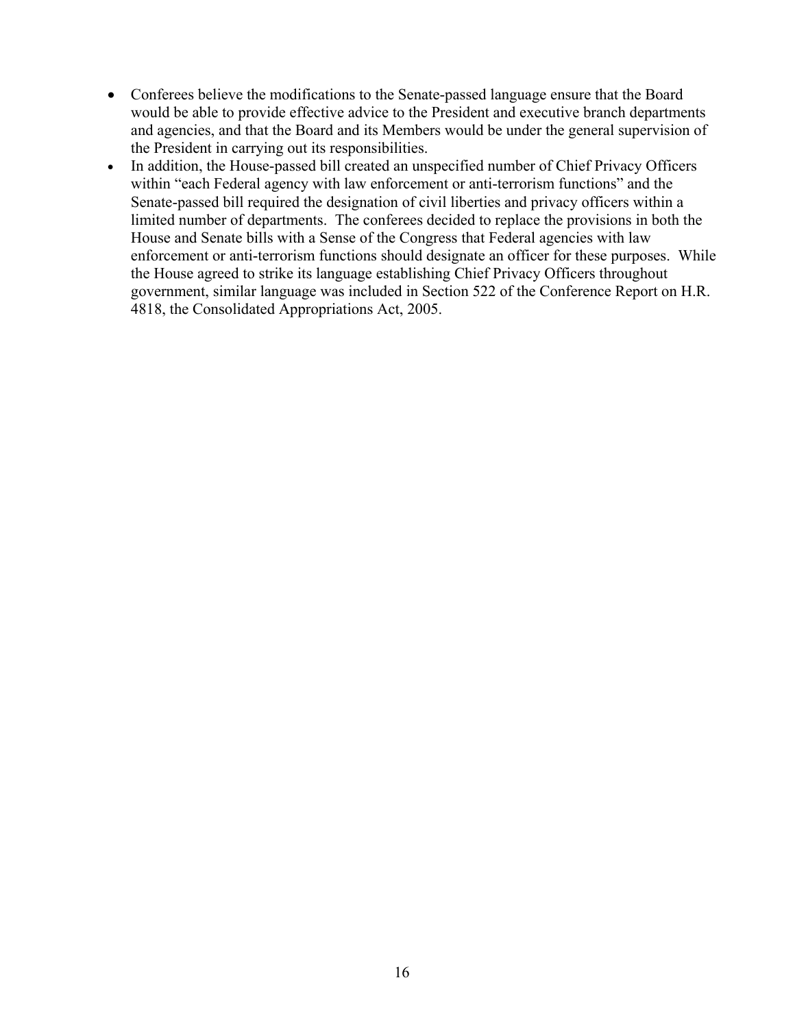- Conferees believe the modifications to the Senate-passed language ensure that the Board would be able to provide effective advice to the President and executive branch departments and agencies, and that the Board and its Members would be under the general supervision of the President in carrying out its responsibilities.
- In addition, the House-passed bill created an unspecified number of Chief Privacy Officers within "each Federal agency with law enforcement or anti-terrorism functions" and the Senate-passed bill required the designation of civil liberties and privacy officers within a limited number of departments. The conferees decided to replace the provisions in both the House and Senate bills with a Sense of the Congress that Federal agencies with law enforcement or anti-terrorism functions should designate an officer for these purposes. While the House agreed to strike its language establishing Chief Privacy Officers throughout government, similar language was included in Section 522 of the Conference Report on H.R. 4818, the Consolidated Appropriations Act, 2005.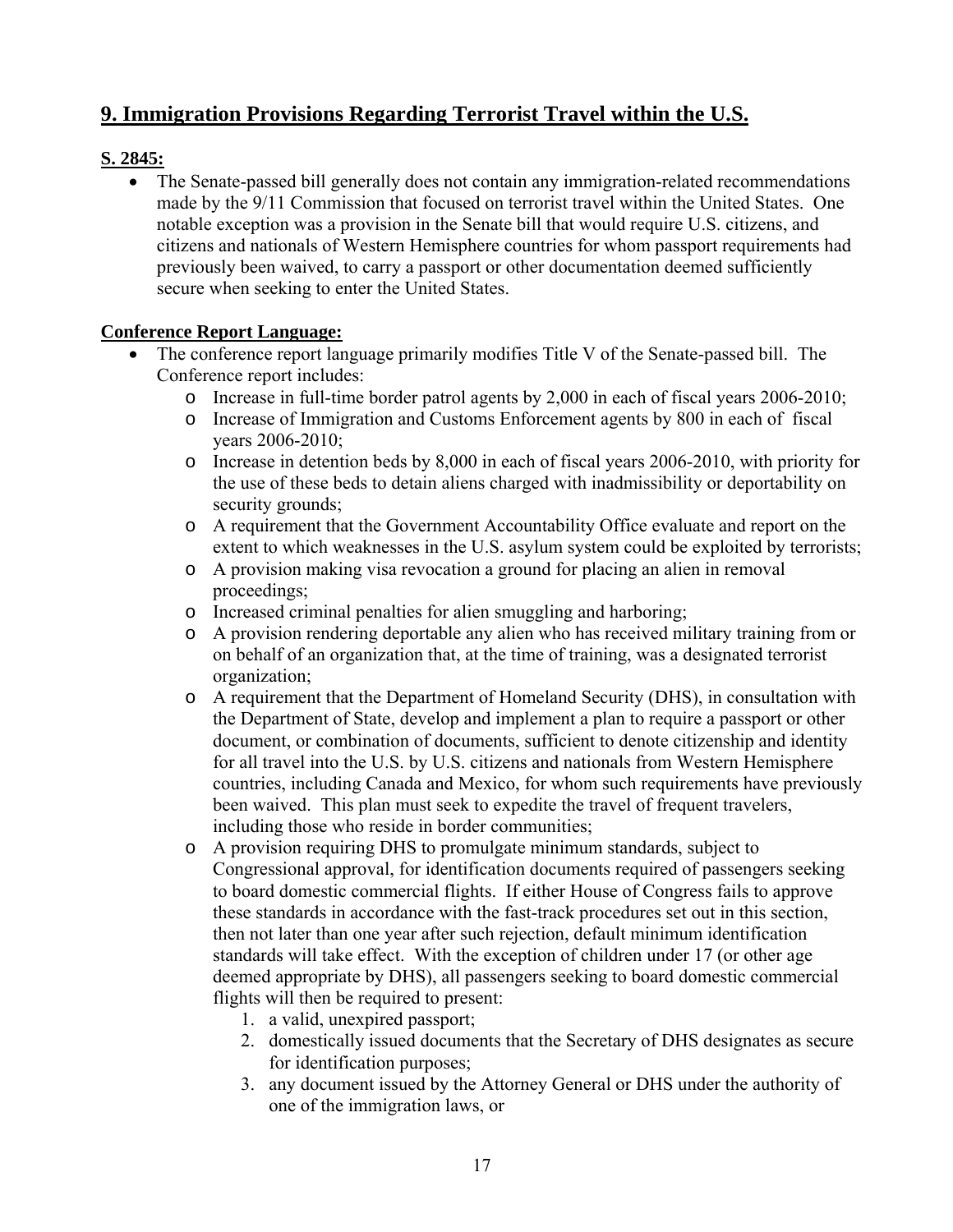## 9. Immigration Provisions Regarding Terrorist Travel within the U.S.

**S. 2845:**

- The Senate-passed bill generally does not contain any immigration-related recommendations made by the 9/11 Commission that focused on terrorist travel within the United States. One notable exception was a provision in the Senate bill that would require U.S. citizens, and citizens and nationals of Western Hemisphere countries for whom passport requirements had previously been waived, to carry a passport or other documentation deemed sufficiently secure when seeking to enter the United States.

**Conference Report Language:**

- The conference report language primarily modifies Title V of the Senate-passed bill. The Conference report includes:
  - Increase in full-time border patrol agents by 2,000 in each of fiscal years 2006-2010;
  - Increase of Immigration and Customs Enforcement agents by 800 in each of fiscal years 2006-2010;
  - Increase in detention beds by 8,000 in each of fiscal years 2006-2010, with priority for the use of these beds to detain aliens charged with inadmissibility or deportability on security grounds;
  - A requirement that the Government Accountability Office evaluate and report on the extent to which weaknesses in the U.S. asylum system could be exploited by terrorists;
  - A provision making visa revocation a ground for placing an alien in removal proceedings;
  - Increased criminal penalties for alien smuggling and harboring;
  - A provision rendering deportable any alien who has received military training from or on behalf of an organization that, at the time of training, was a designated terrorist organization;
  - A requirement that the Department of Homeland Security (DHS), in consultation with the Department of State, develop and implement a plan to require a passport or other document, or combination of documents, sufficient to denote citizenship and identity for all travel into the U.S. by U.S. citizens and nationals from Western Hemisphere countries, including Canada and Mexico, for whom such requirements have previously been waived. This plan must seek to expedite the travel of frequent travelers, including those who reside in border communities;
  - A provision requiring DHS to promulgate minimum standards, subject to Congressional approval, for identification documents required of passengers seeking to board domestic commercial flights. If either House of Congress fails to approve these standards in accordance with the fast-track procedures set out in this section, then not later than one year after such rejection, default minimum identification standards will take effect. With the exception of children under 17 (or other age deemed appropriate by DHS), all passengers seeking to board domestic commercial flights will then be required to present:
    1. a valid, unexpired passport;
    2. domestically issued documents that the Secretary of DHS designates as secure for identification purposes;
    3. any document issued by the Attorney General or DHS under the authority of one of the immigration laws, or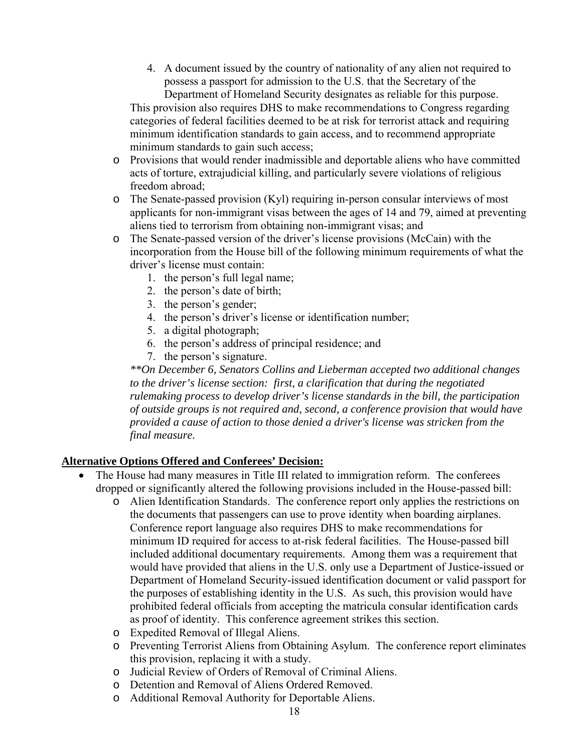4. A document issued by the country of nationality of any alien not required to possess a passport for admission to the U.S. that the Secretary of the Department of Homeland Security designates as reliable for this purpose.

  This provision also requires DHS to make recommendations to Congress regarding categories of federal facilities deemed to be at risk for terrorist attack and requiring minimum identification standards to gain access, and to recommend appropriate minimum standards to gain such access;

- Provisions that would render inadmissible and deportable aliens who have committed acts of torture, extrajudicial killing, and particularly severe violations of religious freedom abroad;
- The Senate-passed provision (Kyl) requiring in-person consular interviews of most applicants for non-immigrant visas between the ages of 14 and 79, aimed at preventing aliens tied to terrorism from obtaining non-immigrant visas; and
- The Senate-passed version of the driver's license provisions (McCain) with the incorporation from the House bill of the following minimum requirements of what the driver's license must contain:
  1. the person's full legal name;
  2. the person's date of birth;
  3. the person's gender;
  4. the person's driver's license or identification number;
  5. a digital photograph;
  6. the person's address of principal residence; and
  7. the person's signature.

  *\*\*On December 6, Senators Collins and Lieberman accepted two additional changes to the driver's license section: first, a clarification that during the negotiated rulemaking process to develop driver's license standards in the bill, the participation of outside groups is not required and, second, a conference provision that would have provided a cause of action to those denied a driver's license was stricken from the final measure.*

**Alternative Options Offered and Conferees' Decision:**

- The House had many measures in Title III related to immigration reform. The conferees dropped or significantly altered the following provisions included in the House-passed bill:
  - Alien Identification Standards. The conference report only applies the restrictions on the documents that passengers can use to prove identity when boarding airplanes. Conference report language also requires DHS to make recommendations for minimum ID required for access to at-risk federal facilities. The House-passed bill included additional documentary requirements. Among them was a requirement that would have provided that aliens in the U.S. only use a Department of Justice-issued or Department of Homeland Security-issued identification document or valid passport for the purposes of establishing identity in the U.S. As such, this provision would have prohibited federal officials from accepting the matricula consular identification cards as proof of identity. This conference agreement strikes this section.
  - Expedited Removal of Illegal Aliens.
  - Preventing Terrorist Aliens from Obtaining Asylum. The conference report eliminates this provision, replacing it with a study.
  - Judicial Review of Orders of Removal of Criminal Aliens.
  - Detention and Removal of Aliens Ordered Removed.
  - Additional Removal Authority for Deportable Aliens.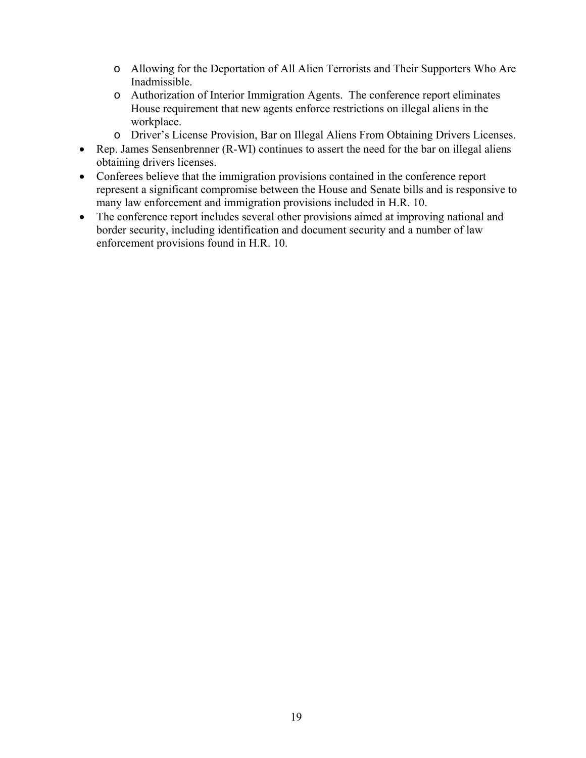- Allowing for the Deportation of All Alien Terrorists and Their Supporters Who Are Inadmissible.
  - Authorization of Interior Immigration Agents. The conference report eliminates House requirement that new agents enforce restrictions on illegal aliens in the workplace.
  - Driver's License Provision, Bar on Illegal Aliens From Obtaining Drivers Licenses.
- Rep. James Sensenbrenner (R-WI) continues to assert the need for the bar on illegal aliens obtaining drivers licenses.
- Conferees believe that the immigration provisions contained in the conference report represent a significant compromise between the House and Senate bills and is responsive to many law enforcement and immigration provisions included in H.R. 10.
- The conference report includes several other provisions aimed at improving national and border security, including identification and document security and a number of law enforcement provisions found in H.R. 10.